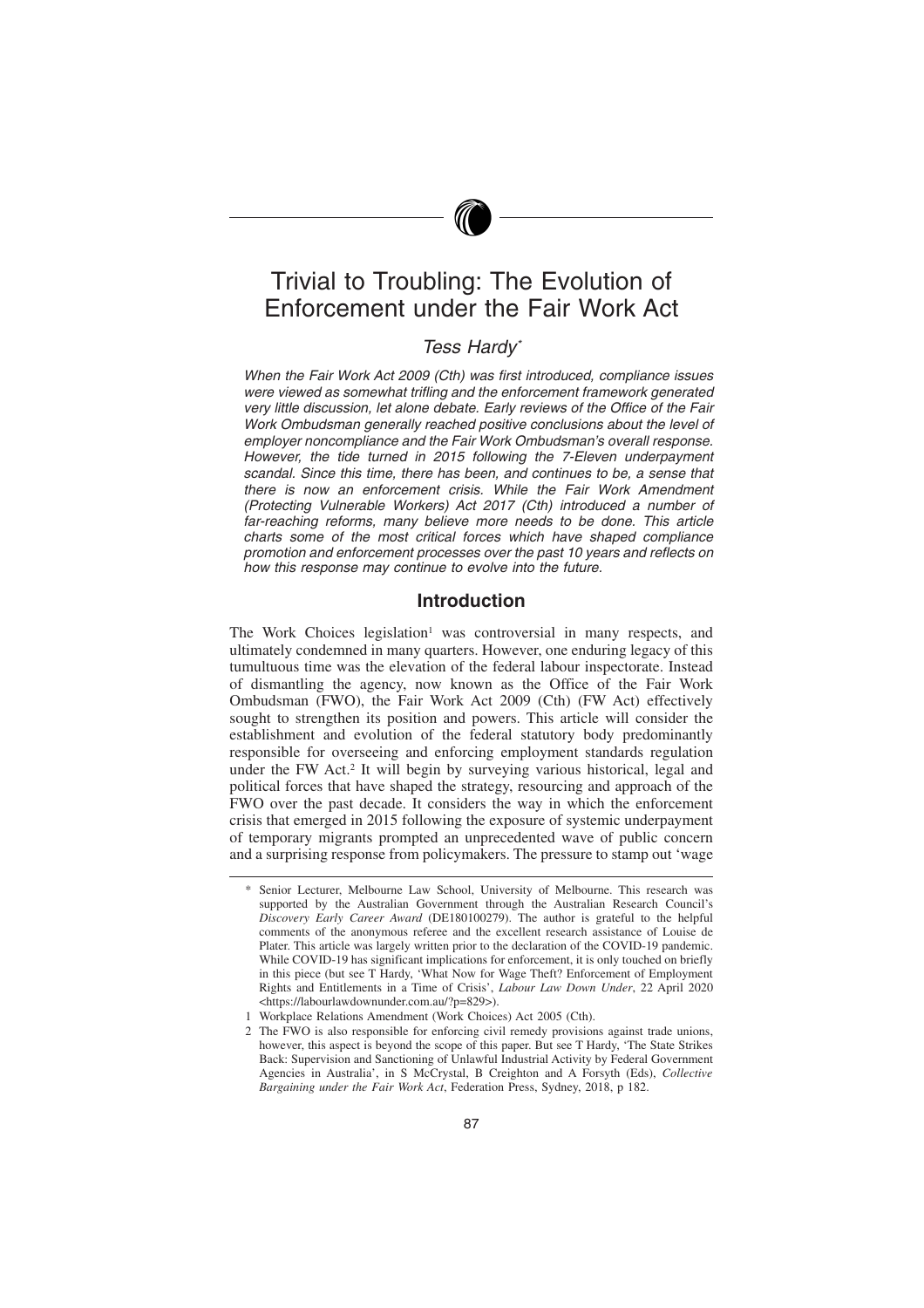# Trivial to Troubling: The Evolution of Enforcement under the Fair Work Act

*Tess Hardy[*]*

*When the Fair Work Act 2009 (Cth) was first introduced, compliance issues were viewed as somewhat trifling and the enforcement framework generated very little discussion, let alone debate. Early reviews of the Office of the Fair Work Ombudsman generally reached positive conclusions about the level of employer noncompliance and the Fair Work Ombudsman's overall response. However, the tide turned in 2015 following the 7-Eleven underpayment scandal. Since this time, there has been, and continues to be, a sense that there is now an enforcement crisis. While the Fair Work Amendment (Protecting Vulnerable Workers) Act 2017 (Cth) introduced a number of far-reaching reforms, many believe more needs to be done. This article charts some of the most critical forces which have shaped compliance promotion and enforcement processes over the past 10 years and reflects on how this response may continue to evolve into the future.*

## Introduction

The Work Choices legislation[1] was controversial in many respects, and ultimately condemned in many quarters. However, one enduring legacy of this tumultuous time was the elevation of the federal labour inspectorate. Instead of dismantling the agency, now known as the Office of the Fair Work Ombudsman (FWO), the Fair Work Act 2009 (Cth) (FW Act) effectively sought to strengthen its position and powers. This article will consider the establishment and evolution of the federal statutory body predominantly responsible for overseeing and enforcing employment standards regulation under the FW Act.[2] It will begin by surveying various historical, legal and political forces that have shaped the strategy, resourcing and approach of the FWO over the past decade. It considers the way in which the enforcement crisis that emerged in 2015 following the exposure of systemic underpayment of temporary migrants prompted an unprecedented wave of public concern and a surprising response from policymakers. The pressure to stamp out 'wage

---

\* Senior Lecturer, Melbourne Law School, University of Melbourne. This research was supported by the Australian Government through the Australian Research Council's *Discovery Early Career Award* (DE180100279). The author is grateful to the helpful comments of the anonymous referee and the excellent research assistance of Louise de Plater. This article was largely written prior to the declaration of the COVID-19 pandemic. While COVID-19 has significant implications for enforcement, it is only touched on briefly in this piece (but see T Hardy, 'What Now for Wage Theft? Enforcement of Employment Rights and Entitlements in a Time of Crisis', *Labour Law Down Under*, 22 April 2020 <https://labourlawdownunder.com.au/?p=829>).

1 Workplace Relations Amendment (Work Choices) Act 2005 (Cth).

2 The FWO is also responsible for enforcing civil remedy provisions against trade unions, however, this aspect is beyond the scope of this paper. But see T Hardy, 'The State Strikes Back: Supervision and Sanctioning of Unlawful Industrial Activity by Federal Government Agencies in Australia', in S McCrystal, B Creighton and A Forsyth (Eds), *Collective Bargaining under the Fair Work Act*, Federation Press, Sydney, 2018, p 182.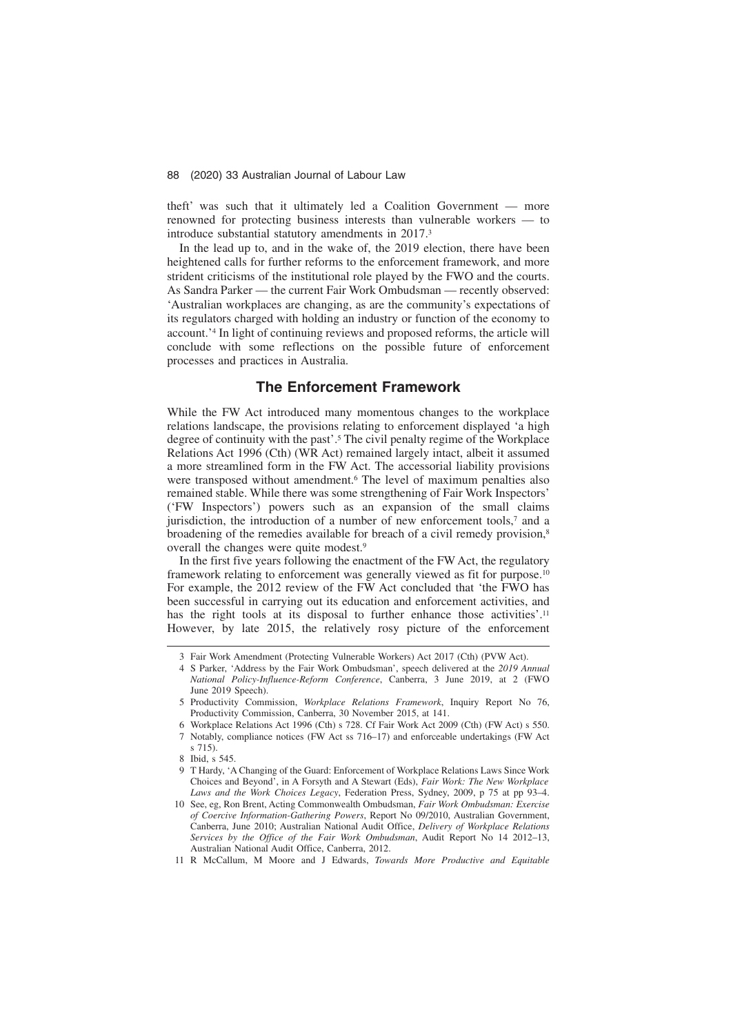theft' was such that it ultimately led a Coalition Government — more renowned for protecting business interests than vulnerable workers — to introduce substantial statutory amendments in 2017.[3]

In the lead up to, and in the wake of, the 2019 election, there have been heightened calls for further reforms to the enforcement framework, and more strident criticisms of the institutional role played by the FWO and the courts. As Sandra Parker — the current Fair Work Ombudsman — recently observed: 'Australian workplaces are changing, as are the community's expectations of its regulators charged with holding an industry or function of the economy to account.'[4] In light of continuing reviews and proposed reforms, the article will conclude with some reflections on the possible future of enforcement processes and practices in Australia.

## The Enforcement Framework

While the FW Act introduced many momentous changes to the workplace relations landscape, the provisions relating to enforcement displayed 'a high degree of continuity with the past'.[5] The civil penalty regime of the Workplace Relations Act 1996 (Cth) (WR Act) remained largely intact, albeit it assumed a more streamlined form in the FW Act. The accessorial liability provisions were transposed without amendment.[6] The level of maximum penalties also remained stable. While there was some strengthening of Fair Work Inspectors' ('FW Inspectors') powers such as an expansion of the small claims jurisdiction, the introduction of a number of new enforcement tools,[7] and a broadening of the remedies available for breach of a civil remedy provision,[8] overall the changes were quite modest.[9]

In the first five years following the enactment of the FW Act, the regulatory framework relating to enforcement was generally viewed as fit for purpose.[10] For example, the 2012 review of the FW Act concluded that 'the FWO has been successful in carrying out its education and enforcement activities, and has the right tools at its disposal to further enhance those activities'.[11] However, by late 2015, the relatively rosy picture of the enforcement

---

3 Fair Work Amendment (Protecting Vulnerable Workers) Act 2017 (Cth) (PVW Act).

4 S Parker, 'Address by the Fair Work Ombudsman', speech delivered at the *2019 Annual National Policy-Influence-Reform Conference*, Canberra, 3 June 2019, at 2 (FWO June 2019 Speech).

5 Productivity Commission, *Workplace Relations Framework*, Inquiry Report No 76, Productivity Commission, Canberra, 30 November 2015, at 141.

6 Workplace Relations Act 1996 (Cth) s 728. Cf Fair Work Act 2009 (Cth) (FW Act) s 550.

7 Notably, compliance notices (FW Act ss 716–17) and enforceable undertakings (FW Act s 715).

8 Ibid, s 545.

9 T Hardy, 'A Changing of the Guard: Enforcement of Workplace Relations Laws Since Work Choices and Beyond', in A Forsyth and A Stewart (Eds), *Fair Work: The New Workplace Laws and the Work Choices Legacy*, Federation Press, Sydney, 2009, p 75 at pp 93–4.

10 See, eg, Ron Brent, Acting Commonwealth Ombudsman, *Fair Work Ombudsman: Exercise of Coercive Information-Gathering Powers*, Report No 09/2010, Australian Government, Canberra, June 2010; Australian National Audit Office, *Delivery of Workplace Relations Services by the Office of the Fair Work Ombudsman*, Audit Report No 14 2012–13, Australian National Audit Office, Canberra, 2012.

11 R McCallum, M Moore and J Edwards, *Towards More Productive and Equitable*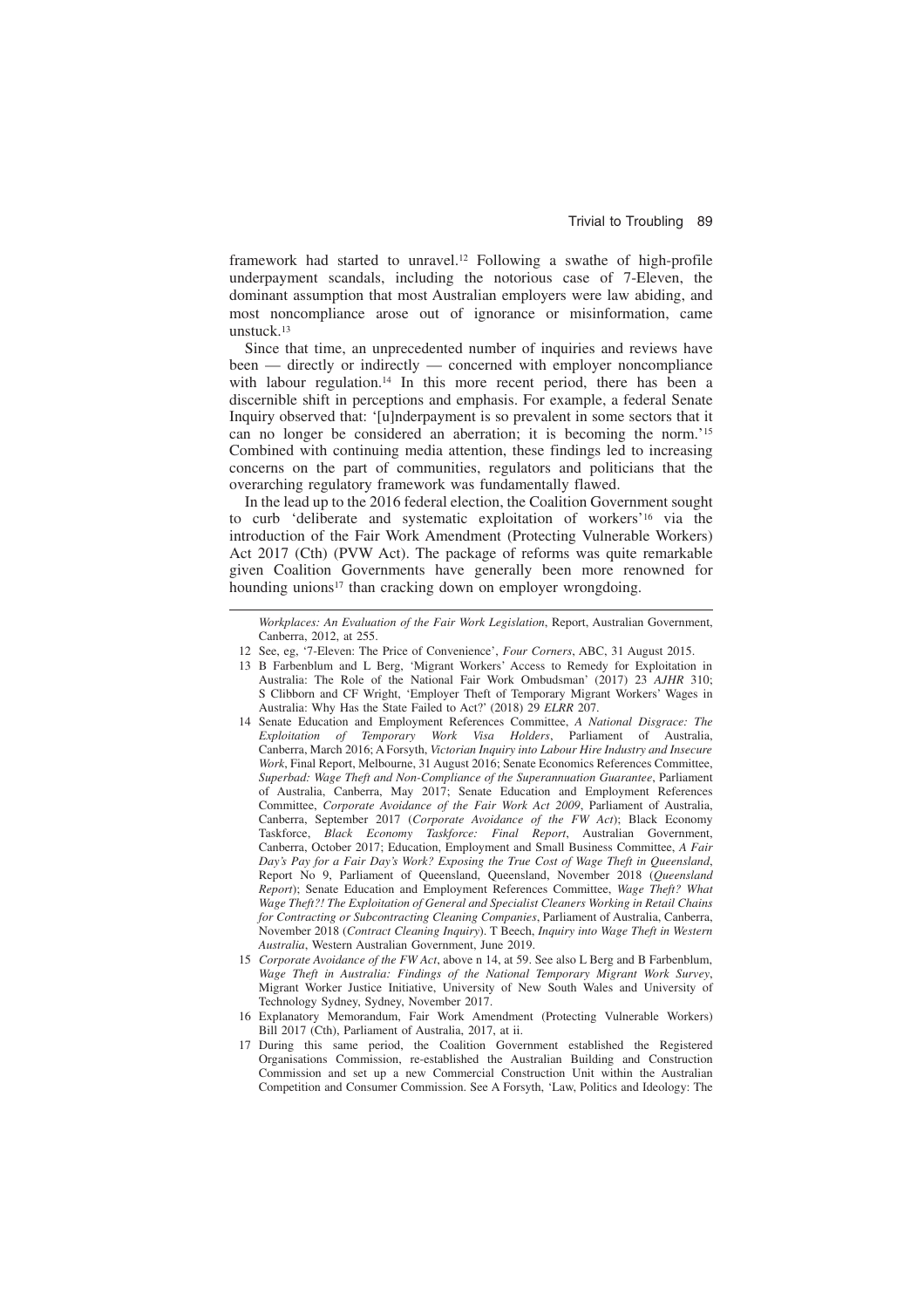framework had started to unravel.[12] Following a swathe of high-profile underpayment scandals, including the notorious case of 7-Eleven, the dominant assumption that most Australian employers were law abiding, and most noncompliance arose out of ignorance or misinformation, came unstuck.[13]

Since that time, an unprecedented number of inquiries and reviews have been — directly or indirectly — concerned with employer noncompliance with labour regulation.[14] In this more recent period, there has been a discernible shift in perceptions and emphasis. For example, a federal Senate Inquiry observed that: '[u]nderpayment is so prevalent in some sectors that it can no longer be considered an aberration; it is becoming the norm.'[15] Combined with continuing media attention, these findings led to increasing concerns on the part of communities, regulators and politicians that the overarching regulatory framework was fundamentally flawed.

In the lead up to the 2016 federal election, the Coalition Government sought to curb 'deliberate and systematic exploitation of workers'[16] via the introduction of the Fair Work Amendment (Protecting Vulnerable Workers) Act 2017 (Cth) (PVW Act). The package of reforms was quite remarkable given Coalition Governments have generally been more renowned for hounding unions[17] than cracking down on employer wrongdoing.

---

*Workplaces: An Evaluation of the Fair Work Legislation*, Report, Australian Government, Canberra, 2012, at 255.

12 See, eg, '7-Eleven: The Price of Convenience', *Four Corners*, ABC, 31 August 2015.

13 B Farbenblum and L Berg, 'Migrant Workers' Access to Remedy for Exploitation in Australia: The Role of the National Fair Work Ombudsman' (2017) 23 *AJHR* 310; S Clibborn and CF Wright, 'Employer Theft of Temporary Migrant Workers' Wages in Australia: Why Has the State Failed to Act?' (2018) 29 *ELRR* 207.

14 Senate Education and Employment References Committee, *A National Disgrace: The Exploitation of Temporary Work Visa Holders*, Parliament of Australia, Canberra, March 2016; A Forsyth, *Victorian Inquiry into Labour Hire Industry and Insecure Work*, Final Report, Melbourne, 31 August 2016; Senate Economics References Committee, *Superbad: Wage Theft and Non-Compliance of the Superannuation Guarantee*, Parliament of Australia, Canberra, May 2017; Senate Education and Employment References Committee, *Corporate Avoidance of the Fair Work Act 2009*, Parliament of Australia, Canberra, September 2017 (*Corporate Avoidance of the FW Act*); Black Economy Taskforce, *Black Economy Taskforce: Final Report*, Australian Government, Canberra, October 2017; Education, Employment and Small Business Committee, *A Fair Day's Pay for a Fair Day's Work? Exposing the True Cost of Wage Theft in Queensland*, Report No 9, Parliament of Queensland, Queensland, November 2018 (*Queensland Report*); Senate Education and Employment References Committee, *Wage Theft? What Wage Theft?! The Exploitation of General and Specialist Cleaners Working in Retail Chains for Contracting or Subcontracting Cleaning Companies*, Parliament of Australia, Canberra, November 2018 (*Contract Cleaning Inquiry*). T Beech, *Inquiry into Wage Theft in Western Australia*, Western Australian Government, June 2019.

15 *Corporate Avoidance of the FW Act*, above n 14, at 59. See also L Berg and B Farbenblum, *Wage Theft in Australia: Findings of the National Temporary Migrant Work Survey*, Migrant Worker Justice Initiative, University of New South Wales and University of Technology Sydney, Sydney, November 2017.

16 Explanatory Memorandum, Fair Work Amendment (Protecting Vulnerable Workers) Bill 2017 (Cth), Parliament of Australia, 2017, at ii.

17 During this same period, the Coalition Government established the Registered Organisations Commission, re-established the Australian Building and Construction Commission and set up a new Commercial Construction Unit within the Australian Competition and Consumer Commission. See A Forsyth, 'Law, Politics and Ideology: The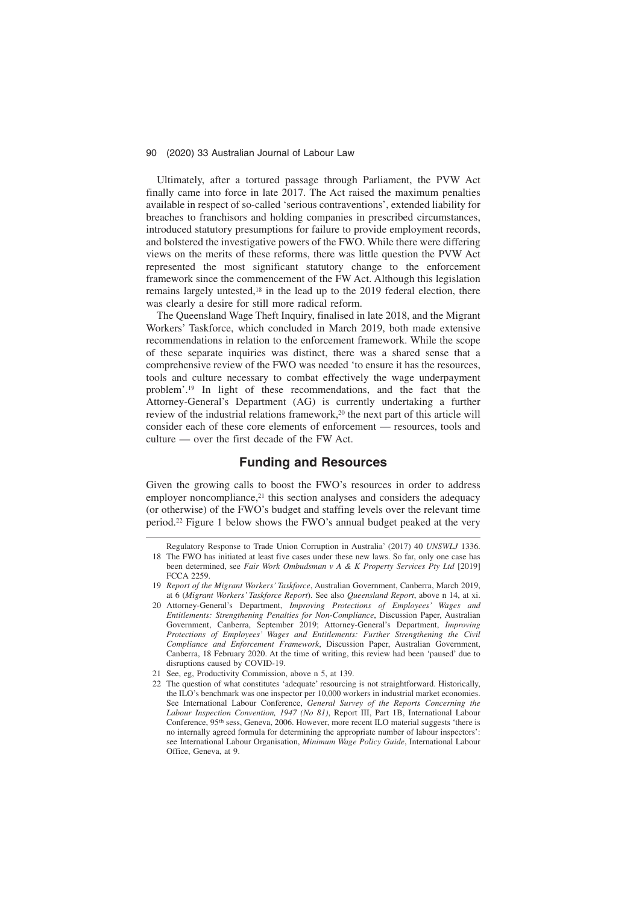Ultimately, after a tortured passage through Parliament, the PVW Act finally came into force in late 2017. The Act raised the maximum penalties available in respect of so-called 'serious contraventions', extended liability for breaches to franchisors and holding companies in prescribed circumstances, introduced statutory presumptions for failure to provide employment records, and bolstered the investigative powers of the FWO. While there were differing views on the merits of these reforms, there was little question the PVW Act represented the most significant statutory change to the enforcement framework since the commencement of the FW Act. Although this legislation remains largely untested,[18] in the lead up to the 2019 federal election, there was clearly a desire for still more radical reform.

The Queensland Wage Theft Inquiry, finalised in late 2018, and the Migrant Workers' Taskforce, which concluded in March 2019, both made extensive recommendations in relation to the enforcement framework. While the scope of these separate inquiries was distinct, there was a shared sense that a comprehensive review of the FWO was needed 'to ensure it has the resources, tools and culture necessary to combat effectively the wage underpayment problem'.[19] In light of these recommendations, and the fact that the Attorney-General's Department (AG) is currently undertaking a further review of the industrial relations framework,[20] the next part of this article will consider each of these core elements of enforcement — resources, tools and culture — over the first decade of the FW Act.

## Funding and Resources

Given the growing calls to boost the FWO's resources in order to address employer noncompliance,[21] this section analyses and considers the adequacy (or otherwise) of the FWO's budget and staffing levels over the relevant time period.[22] Figure 1 below shows the FWO's annual budget peaked at the very

---

Regulatory Response to Trade Union Corruption in Australia' (2017) 40 *UNSWLJ* 1336.

18 The FWO has initiated at least five cases under these new laws. So far, only one case has been determined, see *Fair Work Ombudsman v A & K Property Services Pty Ltd* [2019] FCCA 2259.

19 *Report of the Migrant Workers' Taskforce*, Australian Government, Canberra, March 2019, at 6 (*Migrant Workers' Taskforce Report*). See also *Queensland Report*, above n 14, at xi.

20 Attorney-General's Department, *Improving Protections of Employees' Wages and Entitlements: Strengthening Penalties for Non-Compliance*, Discussion Paper, Australian Government, Canberra, September 2019; Attorney-General's Department, *Improving Protections of Employees' Wages and Entitlements: Further Strengthening the Civil Compliance and Enforcement Framework*, Discussion Paper, Australian Government, Canberra, 18 February 2020. At the time of writing, this review had been 'paused' due to disruptions caused by COVID-19.

21 See, eg, Productivity Commission, above n 5, at 139.

22 The question of what constitutes 'adequate' resourcing is not straightforward. Historically, the ILO's benchmark was one inspector per 10,000 workers in industrial market economies. See International Labour Conference, *General Survey of the Reports Concerning the Labour Inspection Convention, 1947 (No 81)*, Report III, Part 1B, International Labour Conference, 95th sess, Geneva, 2006. However, more recent ILO material suggests 'there is no internally agreed formula for determining the appropriate number of labour inspectors': see International Labour Organisation, *Minimum Wage Policy Guide*, International Labour Office, Geneva, at 9.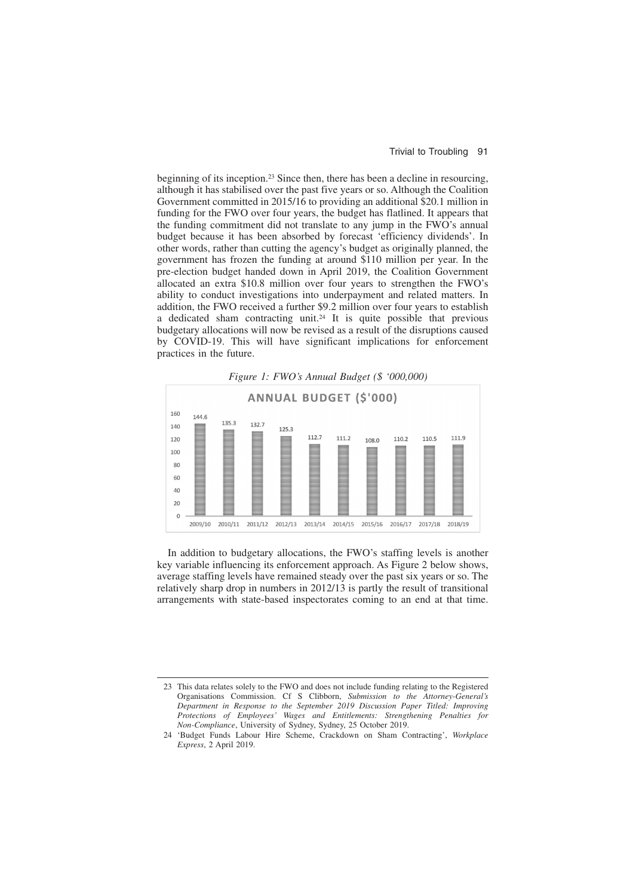beginning of its inception.[23] Since then, there has been a decline in resourcing, although it has stabilised over the past five years or so. Although the Coalition Government committed in 2015/16 to providing an additional $20.1 million in funding for the FWO over four years, the budget has flatlined. It appears that the funding commitment did not translate to any jump in the FWO's annual budget because it has been absorbed by forecast 'efficiency dividends'. In other words, rather than cutting the agency's budget as originally planned, the government has frozen the funding at around $110 million per year. In the pre-election budget handed down in April 2019, the Coalition Government allocated an extra $10.8 million over four years to strengthen the FWO's ability to conduct investigations into underpayment and related matters. In addition, the FWO received a further $9.2 million over four years to establish a dedicated sham contracting unit.[24] It is quite possible that previous budgetary allocations will now be revised as a result of the disruptions caused by COVID-19. This will have significant implications for enforcement practices in the future.

*Figure 1: FWO's Annual Budget ($ '000,000)*

**ANNUAL BUDGET ($'000)**

| Year | Budget |
|---|---|
| 2009/10 | 144.6 |
| 2010/11 | 135.3 |
| 2011/12 | 132.7 |
| 2012/13 | 125.3 |
| 2013/14 | 112.7 |
| 2014/15 | 111.2 |
| 2015/16 | 108.0 |
| 2016/17 | 110.2 |
| 2017/18 | 110.5 |
| 2018/19 | 111.9 |

In addition to budgetary allocations, the FWO's staffing levels is another key variable influencing its enforcement approach. As Figure 2 below shows, average staffing levels have remained steady over the past six years or so. The relatively sharp drop in numbers in 2012/13 is partly the result of transitional arrangements with state-based inspectorates coming to an end at that time.

---

23 This data relates solely to the FWO and does not include funding relating to the Registered Organisations Commission. Cf S Clibborn, *Submission to the Attorney-General's Department in Response to the September 2019 Discussion Paper Titled: Improving Protections of Employees' Wages and Entitlements: Strengthening Penalties for Non-Compliance*, University of Sydney, Sydney, 25 October 2019.

24 'Budget Funds Labour Hire Scheme, Crackdown on Sham Contracting', *Workplace Express*, 2 April 2019.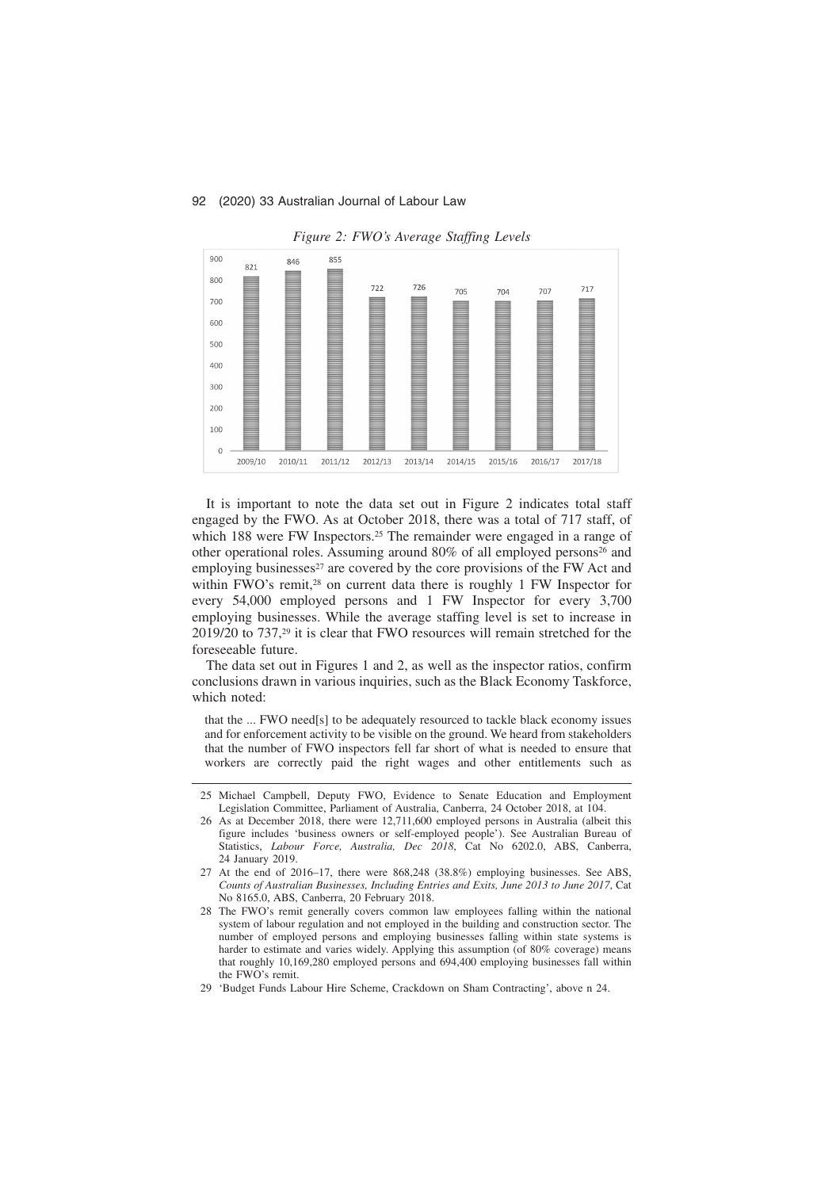*Figure 2: FWO's Average Staffing Levels*

| Year | Average Staffing Level |
|---|---|
| 2009/10 | 821 |
| 2010/11 | 846 |
| 2011/12 | 855 |
| 2012/13 | 722 |
| 2013/14 | 726 |
| 2014/15 | 705 |
| 2015/16 | 704 |
| 2016/17 | 707 |
| 2017/18 | 717 |

It is important to note the data set out in Figure 2 indicates total staff engaged by the FWO. As at October 2018, there was a total of 717 staff, of which 188 were FW Inspectors.[25] The remainder were engaged in a range of other operational roles. Assuming around 80% of all employed persons[26] and employing businesses[27] are covered by the core provisions of the FW Act and within FWO's remit,[28] on current data there is roughly 1 FW Inspector for every 54,000 employed persons and 1 FW Inspector for every 3,700 employing businesses. While the average staffing level is set to increase in 2019/20 to 737,[29] it is clear that FWO resources will remain stretched for the foreseeable future.

The data set out in Figures 1 and 2, as well as the inspector ratios, confirm conclusions drawn in various inquiries, such as the Black Economy Taskforce, which noted:

> that the ... FWO need[s] to be adequately resourced to tackle black economy issues and for enforcement activity to be visible on the ground. We heard from stakeholders that the number of FWO inspectors fell far short of what is needed to ensure that workers are correctly paid the right wages and other entitlements such as

---

25 Michael Campbell, Deputy FWO, Evidence to Senate Education and Employment Legislation Committee, Parliament of Australia, Canberra, 24 October 2018, at 104.

26 As at December 2018, there were 12,711,600 employed persons in Australia (albeit this figure includes 'business owners or self-employed people'). See Australian Bureau of Statistics, *Labour Force, Australia, Dec 2018*, Cat No 6202.0, ABS, Canberra, 24 January 2019.

27 At the end of 2016–17, there were 868,248 (38.8%) employing businesses. See ABS, *Counts of Australian Businesses, Including Entries and Exits, June 2013 to June 2017*, Cat No 8165.0, ABS, Canberra, 20 February 2018.

28 The FWO's remit generally covers common law employees falling within the national system of labour regulation and not employed in the building and construction sector. The number of employed persons and employing businesses falling within state systems is harder to estimate and varies widely. Applying this assumption (of 80% coverage) means that roughly 10,169,280 employed persons and 694,400 employing businesses fall within the FWO's remit.

29 'Budget Funds Labour Hire Scheme, Crackdown on Sham Contracting', above n 24.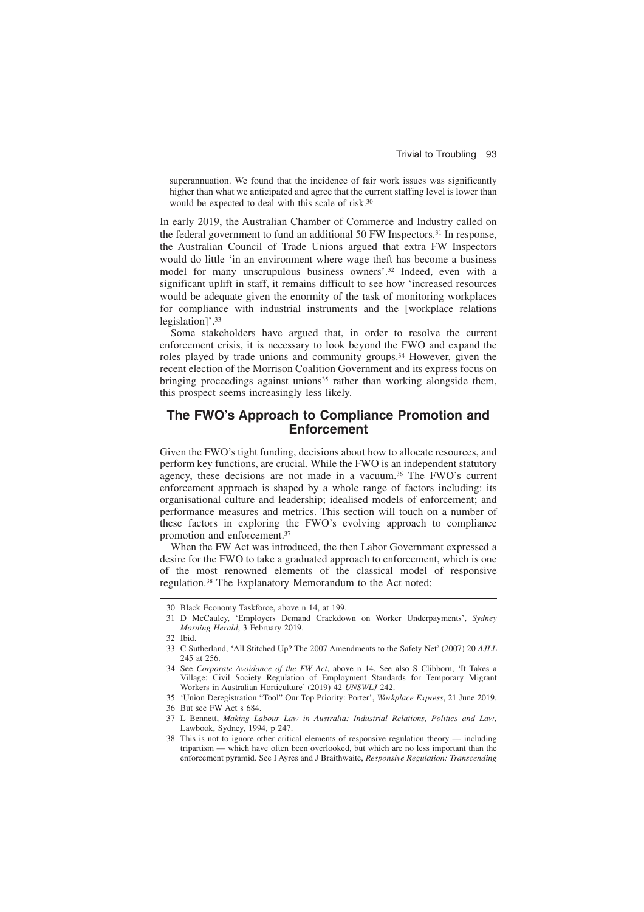> superannuation. We found that the incidence of fair work issues was significantly higher than what we anticipated and agree that the current staffing level is lower than would be expected to deal with this scale of risk.[30]

In early 2019, the Australian Chamber of Commerce and Industry called on the federal government to fund an additional 50 FW Inspectors.[31] In response, the Australian Council of Trade Unions argued that extra FW Inspectors would do little 'in an environment where wage theft has become a business model for many unscrupulous business owners'.[32] Indeed, even with a significant uplift in staff, it remains difficult to see how 'increased resources would be adequate given the enormity of the task of monitoring workplaces for compliance with industrial instruments and the [workplace relations legislation]'.[33]

Some stakeholders have argued that, in order to resolve the current enforcement crisis, it is necessary to look beyond the FWO and expand the roles played by trade unions and community groups.[34] However, given the recent election of the Morrison Coalition Government and its express focus on bringing proceedings against unions[35] rather than working alongside them, this prospect seems increasingly less likely.

## The FWO's Approach to Compliance Promotion and Enforcement

Given the FWO's tight funding, decisions about how to allocate resources, and perform key functions, are crucial. While the FWO is an independent statutory agency, these decisions are not made in a vacuum.[36] The FWO's current enforcement approach is shaped by a whole range of factors including: its organisational culture and leadership; idealised models of enforcement; and performance measures and metrics. This section will touch on a number of these factors in exploring the FWO's evolving approach to compliance promotion and enforcement.[37]

When the FW Act was introduced, the then Labor Government expressed a desire for the FWO to take a graduated approach to enforcement, which is one of the most renowned elements of the classical model of responsive regulation.[38] The Explanatory Memorandum to the Act noted:

---

30 Black Economy Taskforce, above n 14, at 199.

31 D McCauley, 'Employers Demand Crackdown on Worker Underpayments', *Sydney Morning Herald*, 3 February 2019.

32 Ibid.

33 C Sutherland, 'All Stitched Up? The 2007 Amendments to the Safety Net' (2007) 20 *AJLL* 245 at 256.

34 See *Corporate Avoidance of the FW Act*, above n 14. See also S Clibborn, 'It Takes a Village: Civil Society Regulation of Employment Standards for Temporary Migrant Workers in Australian Horticulture' (2019) 42 *UNSWLJ* 242.

35 'Union Deregistration "Tool" Our Top Priority: Porter', *Workplace Express*, 21 June 2019.

36 But see FW Act s 684.

37 L Bennett, *Making Labour Law in Australia: Industrial Relations, Politics and Law*, Lawbook, Sydney, 1994, p 247.

38 This is not to ignore other critical elements of responsive regulation theory — including tripartism — which have often been overlooked, but which are no less important than the enforcement pyramid. See I Ayres and J Braithwaite, *Responsive Regulation: Transcending*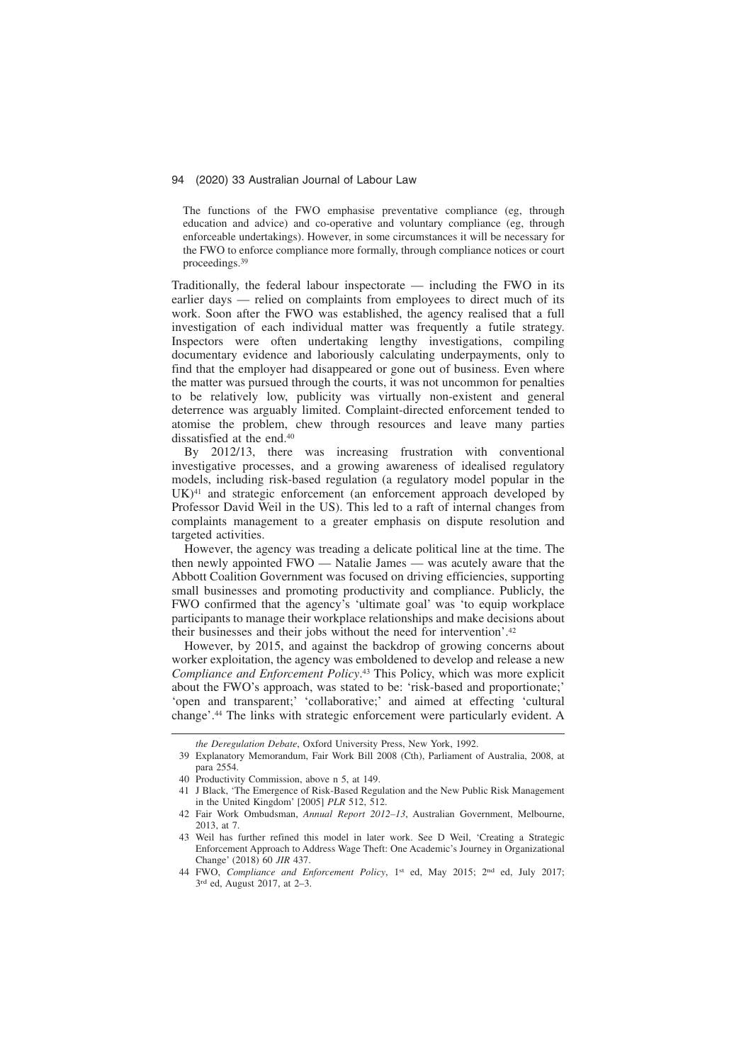> The functions of the FWO emphasise preventative compliance (eg, through education and advice) and co-operative and voluntary compliance (eg, through enforceable undertakings). However, in some circumstances it will be necessary for the FWO to enforce compliance more formally, through compliance notices or court proceedings.[39]

Traditionally, the federal labour inspectorate — including the FWO in its earlier days — relied on complaints from employees to direct much of its work. Soon after the FWO was established, the agency realised that a full investigation of each individual matter was frequently a futile strategy. Inspectors were often undertaking lengthy investigations, compiling documentary evidence and laboriously calculating underpayments, only to find that the employer had disappeared or gone out of business. Even where the matter was pursued through the courts, it was not uncommon for penalties to be relatively low, publicity was virtually non-existent and general deterrence was arguably limited. Complaint-directed enforcement tended to atomise the problem, chew through resources and leave many parties dissatisfied at the end.[40]

By 2012/13, there was increasing frustration with conventional investigative processes, and a growing awareness of idealised regulatory models, including risk-based regulation (a regulatory model popular in the UK)[41] and strategic enforcement (an enforcement approach developed by Professor David Weil in the US). This led to a raft of internal changes from complaints management to a greater emphasis on dispute resolution and targeted activities.

However, the agency was treading a delicate political line at the time. The then newly appointed FWO — Natalie James — was acutely aware that the Abbott Coalition Government was focused on driving efficiencies, supporting small businesses and promoting productivity and compliance. Publicly, the FWO confirmed that the agency's 'ultimate goal' was 'to equip workplace participants to manage their workplace relationships and make decisions about their businesses and their jobs without the need for intervention'.[42]

However, by 2015, and against the backdrop of growing concerns about worker exploitation, the agency was emboldened to develop and release a new *Compliance and Enforcement Policy*.[43] This Policy, which was more explicit about the FWO's approach, was stated to be: 'risk-based and proportionate;' 'open and transparent;' 'collaborative;' and aimed at effecting 'cultural change'.[44] The links with strategic enforcement were particularly evident. A

---

*the Deregulation Debate*, Oxford University Press, New York, 1992.

39 Explanatory Memorandum, Fair Work Bill 2008 (Cth), Parliament of Australia, 2008, at para 2554.

40 Productivity Commission, above n 5, at 149.

41 J Black, 'The Emergence of Risk-Based Regulation and the New Public Risk Management in the United Kingdom' [2005] *PLR* 512, 512.

42 Fair Work Ombudsman, *Annual Report 2012–13*, Australian Government, Melbourne, 2013, at 7.

43 Weil has further refined this model in later work. See D Weil, 'Creating a Strategic Enforcement Approach to Address Wage Theft: One Academic's Journey in Organizational Change' (2018) 60 *JIR* 437.

44 FWO, *Compliance and Enforcement Policy*, 1st ed, May 2015; 2nd ed, July 2017; 3rd ed, August 2017, at 2–3.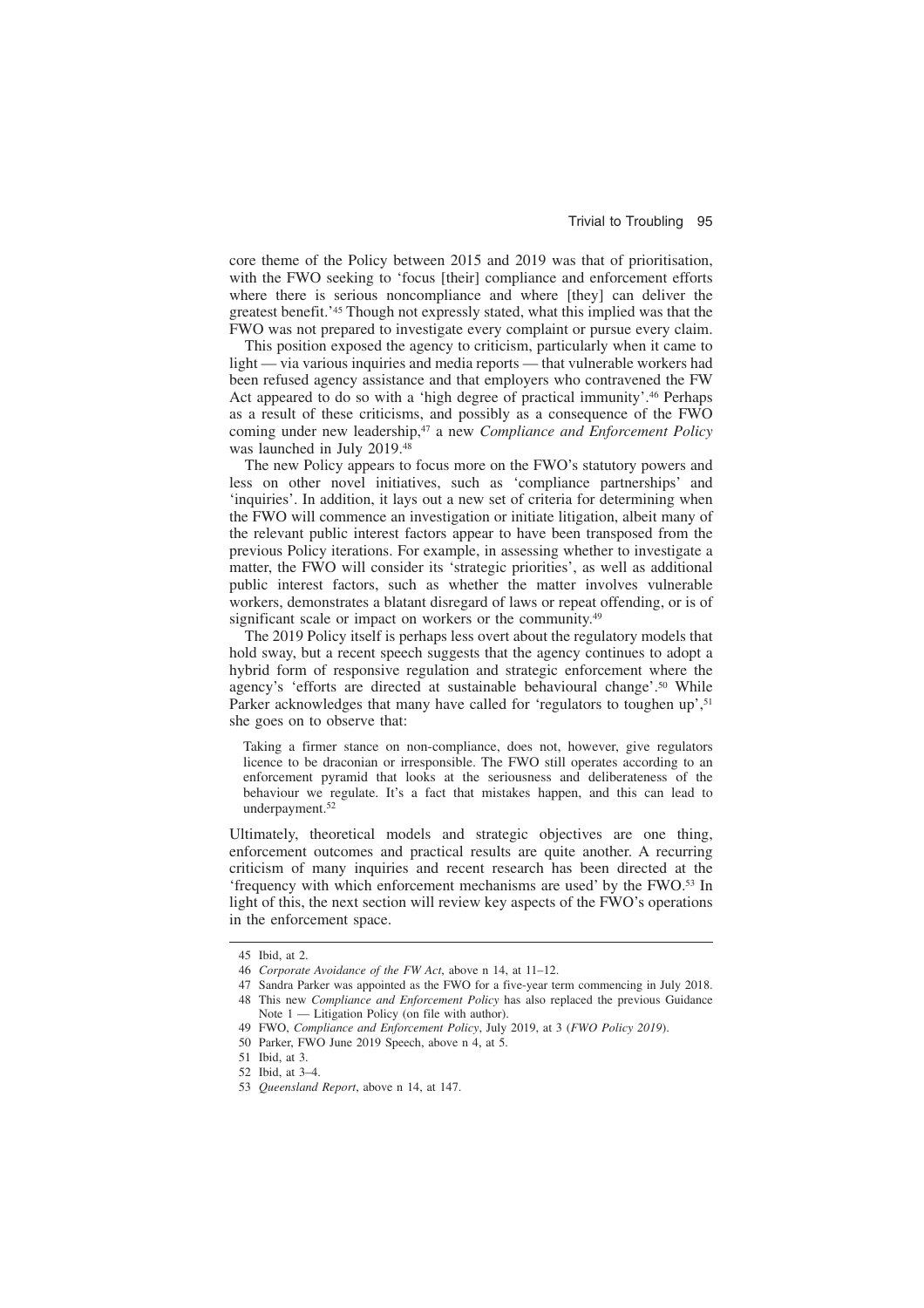core theme of the Policy between 2015 and 2019 was that of prioritisation, with the FWO seeking to 'focus [their] compliance and enforcement efforts where there is serious noncompliance and where [they] can deliver the greatest benefit.'[45] Though not expressly stated, what this implied was that the FWO was not prepared to investigate every complaint or pursue every claim.

This position exposed the agency to criticism, particularly when it came to light — via various inquiries and media reports — that vulnerable workers had been refused agency assistance and that employers who contravened the FW Act appeared to do so with a 'high degree of practical immunity'.[46] Perhaps as a result of these criticisms, and possibly as a consequence of the FWO coming under new leadership,[47] a new *Compliance and Enforcement Policy* was launched in July 2019.[48]

The new Policy appears to focus more on the FWO's statutory powers and less on other novel initiatives, such as 'compliance partnerships' and 'inquiries'. In addition, it lays out a new set of criteria for determining when the FWO will commence an investigation or initiate litigation, albeit many of the relevant public interest factors appear to have been transposed from the previous Policy iterations. For example, in assessing whether to investigate a matter, the FWO will consider its 'strategic priorities', as well as additional public interest factors, such as whether the matter involves vulnerable workers, demonstrates a blatant disregard of laws or repeat offending, or is of significant scale or impact on workers or the community.[49]

The 2019 Policy itself is perhaps less overt about the regulatory models that hold sway, but a recent speech suggests that the agency continues to adopt a hybrid form of responsive regulation and strategic enforcement where the agency's 'efforts are directed at sustainable behavioural change'.[50] While Parker acknowledges that many have called for 'regulators to toughen up',[51] she goes on to observe that:

> Taking a firmer stance on non-compliance, does not, however, give regulators licence to be draconian or irresponsible. The FWO still operates according to an enforcement pyramid that looks at the seriousness and deliberateness of the behaviour we regulate. It's a fact that mistakes happen, and this can lead to underpayment.[52]

Ultimately, theoretical models and strategic objectives are one thing, enforcement outcomes and practical results are quite another. A recurring criticism of many inquiries and recent research has been directed at the 'frequency with which enforcement mechanisms are used' by the FWO.[53] In light of this, the next section will review key aspects of the FWO's operations in the enforcement space.

---

45 Ibid, at 2.

46 *Corporate Avoidance of the FW Act*, above n 14, at 11–12.

47 Sandra Parker was appointed as the FWO for a five-year term commencing in July 2018.

48 This new *Compliance and Enforcement Policy* has also replaced the previous Guidance Note 1 — Litigation Policy (on file with author).

49 FWO, *Compliance and Enforcement Policy*, July 2019, at 3 (*FWO Policy 2019*).

50 Parker, FWO June 2019 Speech, above n 4, at 5.

51 Ibid, at 3.

52 Ibid, at 3–4.

53 *Queensland Report*, above n 14, at 147.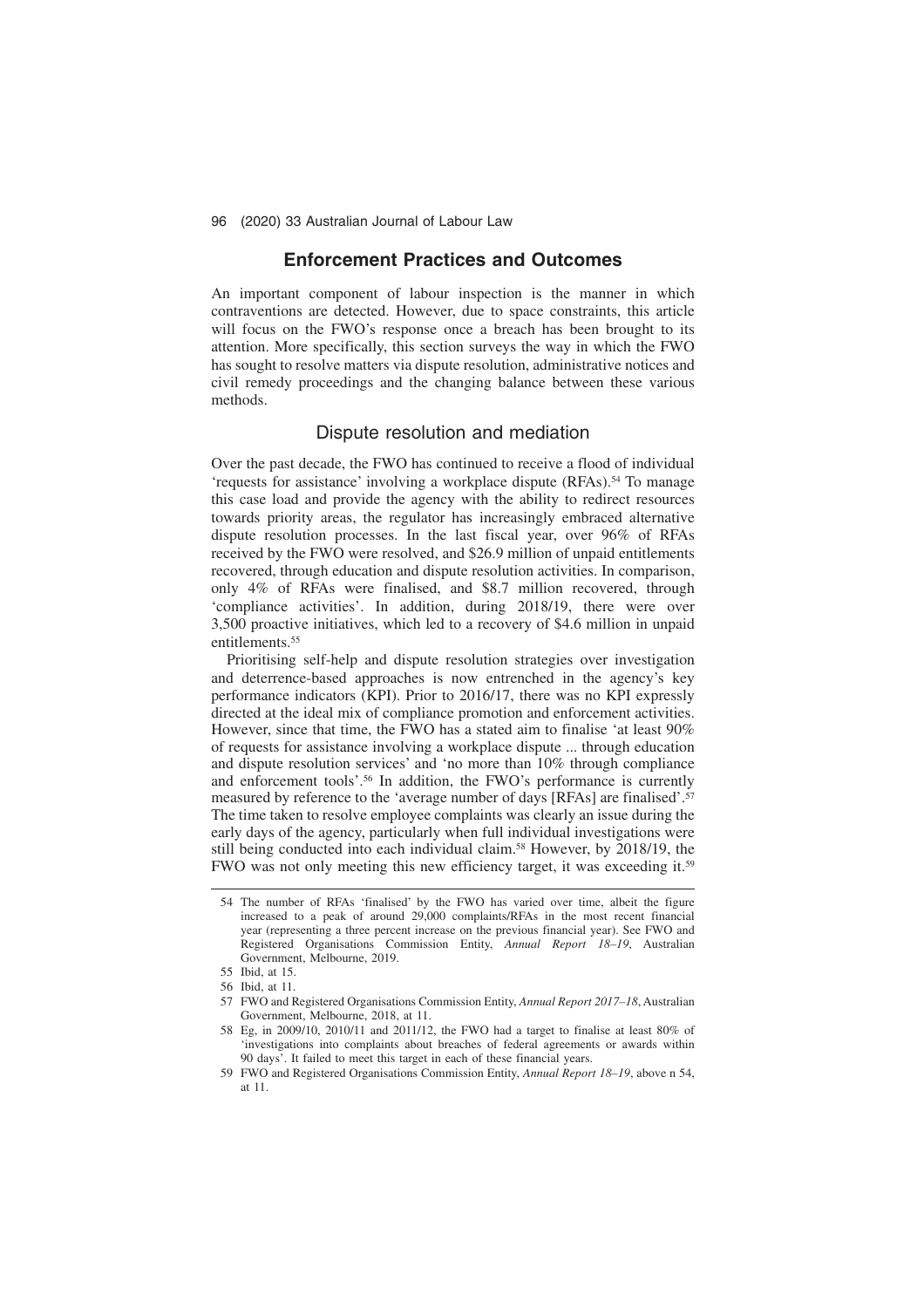## Enforcement Practices and Outcomes

An important component of labour inspection is the manner in which contraventions are detected. However, due to space constraints, this article will focus on the FWO's response once a breach has been brought to its attention. More specifically, this section surveys the way in which the FWO has sought to resolve matters via dispute resolution, administrative notices and civil remedy proceedings and the changing balance between these various methods.

### Dispute resolution and mediation

Over the past decade, the FWO has continued to receive a flood of individual 'requests for assistance' involving a workplace dispute (RFAs).[54] To manage this case load and provide the agency with the ability to redirect resources towards priority areas, the regulator has increasingly embraced alternative dispute resolution processes. In the last fiscal year, over 96% of RFAs received by the FWO were resolved, and $26.9 million of unpaid entitlements recovered, through education and dispute resolution activities. In comparison, only 4% of RFAs were finalised, and $8.7 million recovered, through 'compliance activities'. In addition, during 2018/19, there were over 3,500 proactive initiatives, which led to a recovery of $4.6 million in unpaid entitlements.[55]

Prioritising self-help and dispute resolution strategies over investigation and deterrence-based approaches is now entrenched in the agency's key performance indicators (KPI). Prior to 2016/17, there was no KPI expressly directed at the ideal mix of compliance promotion and enforcement activities. However, since that time, the FWO has a stated aim to finalise 'at least 90% of requests for assistance involving a workplace dispute ... through education and dispute resolution services' and 'no more than 10% through compliance and enforcement tools'.[56] In addition, the FWO's performance is currently measured by reference to the 'average number of days [RFAs] are finalised'.[57] The time taken to resolve employee complaints was clearly an issue during the early days of the agency, particularly when full individual investigations were still being conducted into each individual claim.[58] However, by 2018/19, the FWO was not only meeting this new efficiency target, it was exceeding it.[59]

---

54 The number of RFAs 'finalised' by the FWO has varied over time, albeit the figure increased to a peak of around 29,000 complaints/RFAs in the most recent financial year (representing a three percent increase on the previous financial year). See FWO and Registered Organisations Commission Entity, *Annual Report 18–19*, Australian Government, Melbourne, 2019.

55 Ibid, at 15.

56 Ibid, at 11.

57 FWO and Registered Organisations Commission Entity, *Annual Report 2017–18*, Australian Government, Melbourne, 2018, at 11.

58 Eg, in 2009/10, 2010/11 and 2011/12, the FWO had a target to finalise at least 80% of 'investigations into complaints about breaches of federal agreements or awards within 90 days'. It failed to meet this target in each of these financial years.

59 FWO and Registered Organisations Commission Entity, *Annual Report 18–19*, above n 54, at 11.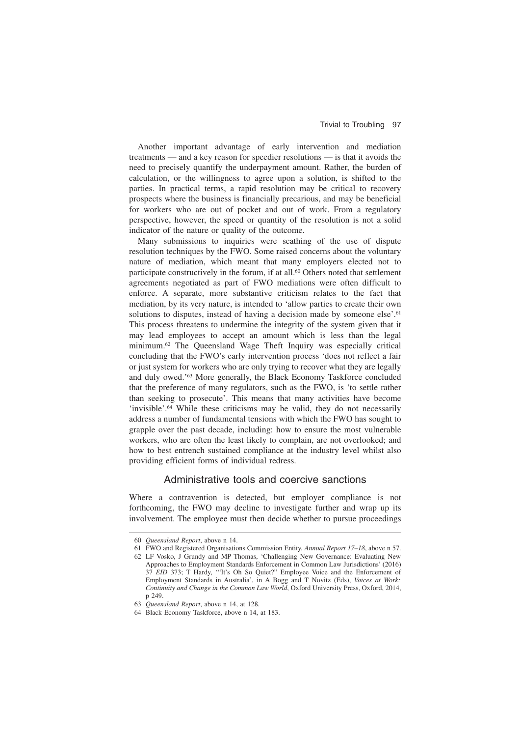Another important advantage of early intervention and mediation treatments — and a key reason for speedier resolutions — is that it avoids the need to precisely quantify the underpayment amount. Rather, the burden of calculation, or the willingness to agree upon a solution, is shifted to the parties. In practical terms, a rapid resolution may be critical to recovery prospects where the business is financially precarious, and may be beneficial for workers who are out of pocket and out of work. From a regulatory perspective, however, the speed or quantity of the resolution is not a solid indicator of the nature or quality of the outcome.

Many submissions to inquiries were scathing of the use of dispute resolution techniques by the FWO. Some raised concerns about the voluntary nature of mediation, which meant that many employers elected not to participate constructively in the forum, if at all.[60] Others noted that settlement agreements negotiated as part of FWO mediations were often difficult to enforce. A separate, more substantive criticism relates to the fact that mediation, by its very nature, is intended to 'allow parties to create their own solutions to disputes, instead of having a decision made by someone else'.[61] This process threatens to undermine the integrity of the system given that it may lead employees to accept an amount which is less than the legal minimum.[62] The Queensland Wage Theft Inquiry was especially critical concluding that the FWO's early intervention process 'does not reflect a fair or just system for workers who are only trying to recover what they are legally and duly owed.'[63] More generally, the Black Economy Taskforce concluded that the preference of many regulators, such as the FWO, is 'to settle rather than seeking to prosecute'. This means that many activities have become 'invisible'.[64] While these criticisms may be valid, they do not necessarily address a number of fundamental tensions with which the FWO has sought to grapple over the past decade, including: how to ensure the most vulnerable workers, who are often the least likely to complain, are not overlooked; and how to best entrench sustained compliance at the industry level whilst also providing efficient forms of individual redress.

## Administrative tools and coercive sanctions

Where a contravention is detected, but employer compliance is not forthcoming, the FWO may decline to investigate further and wrap up its involvement. The employee must then decide whether to pursue proceedings

---

60 *Queensland Report*, above n 14.

61 FWO and Registered Organisations Commission Entity, *Annual Report 17–18*, above n 57.

62 LF Vosko, J Grundy and MP Thomas, 'Challenging New Governance: Evaluating New Approaches to Employment Standards Enforcement in Common Law Jurisdictions' (2016) 37 *EID* 373; T Hardy, '"It's Oh So Quiet?" Employee Voice and the Enforcement of Employment Standards in Australia', in A Bogg and T Novitz (Eds), *Voices at Work: Continuity and Change in the Common Law World*, Oxford University Press, Oxford, 2014, p 249.

63 *Queensland Report*, above n 14, at 128.

64 Black Economy Taskforce, above n 14, at 183.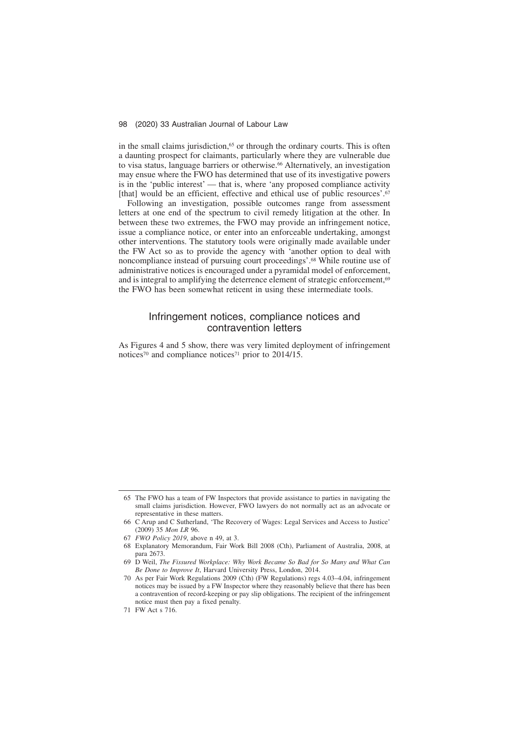in the small claims jurisdiction,[65] or through the ordinary courts. This is often a daunting prospect for claimants, particularly where they are vulnerable due to visa status, language barriers or otherwise.[66] Alternatively, an investigation may ensue where the FWO has determined that use of its investigative powers is in the 'public interest' — that is, where 'any proposed compliance activity [that] would be an efficient, effective and ethical use of public resources'.[67]

Following an investigation, possible outcomes range from assessment letters at one end of the spectrum to civil remedy litigation at the other. In between these two extremes, the FWO may provide an infringement notice, issue a compliance notice, or enter into an enforceable undertaking, amongst other interventions. The statutory tools were originally made available under the FW Act so as to provide the agency with 'another option to deal with noncompliance instead of pursuing court proceedings'.[68] While routine use of administrative notices is encouraged under a pyramidal model of enforcement, and is integral to amplifying the deterrence element of strategic enforcement,[69] the FWO has been somewhat reticent in using these intermediate tools.

## Infringement notices, compliance notices and contravention letters

As Figures 4 and 5 show, there was very limited deployment of infringement notices[70] and compliance notices[71] prior to 2014/15.

---

65 The FWO has a team of FW Inspectors that provide assistance to parties in navigating the small claims jurisdiction. However, FWO lawyers do not normally act as an advocate or representative in these matters.

66 C Arup and C Sutherland, 'The Recovery of Wages: Legal Services and Access to Justice' (2009) 35 *Mon LR* 96.

67 *FWO Policy 2019*, above n 49, at 3.

68 Explanatory Memorandum, Fair Work Bill 2008 (Cth), Parliament of Australia, 2008, at para 2673.

69 D Weil, *The Fissured Workplace: Why Work Became So Bad for So Many and What Can Be Done to Improve It*, Harvard University Press, London, 2014.

70 As per Fair Work Regulations 2009 (Cth) (FW Regulations) regs 4.03–4.04, infringement notices may be issued by a FW Inspector where they reasonably believe that there has been a contravention of record-keeping or pay slip obligations. The recipient of the infringement notice must then pay a fixed penalty.

71 FW Act s 716.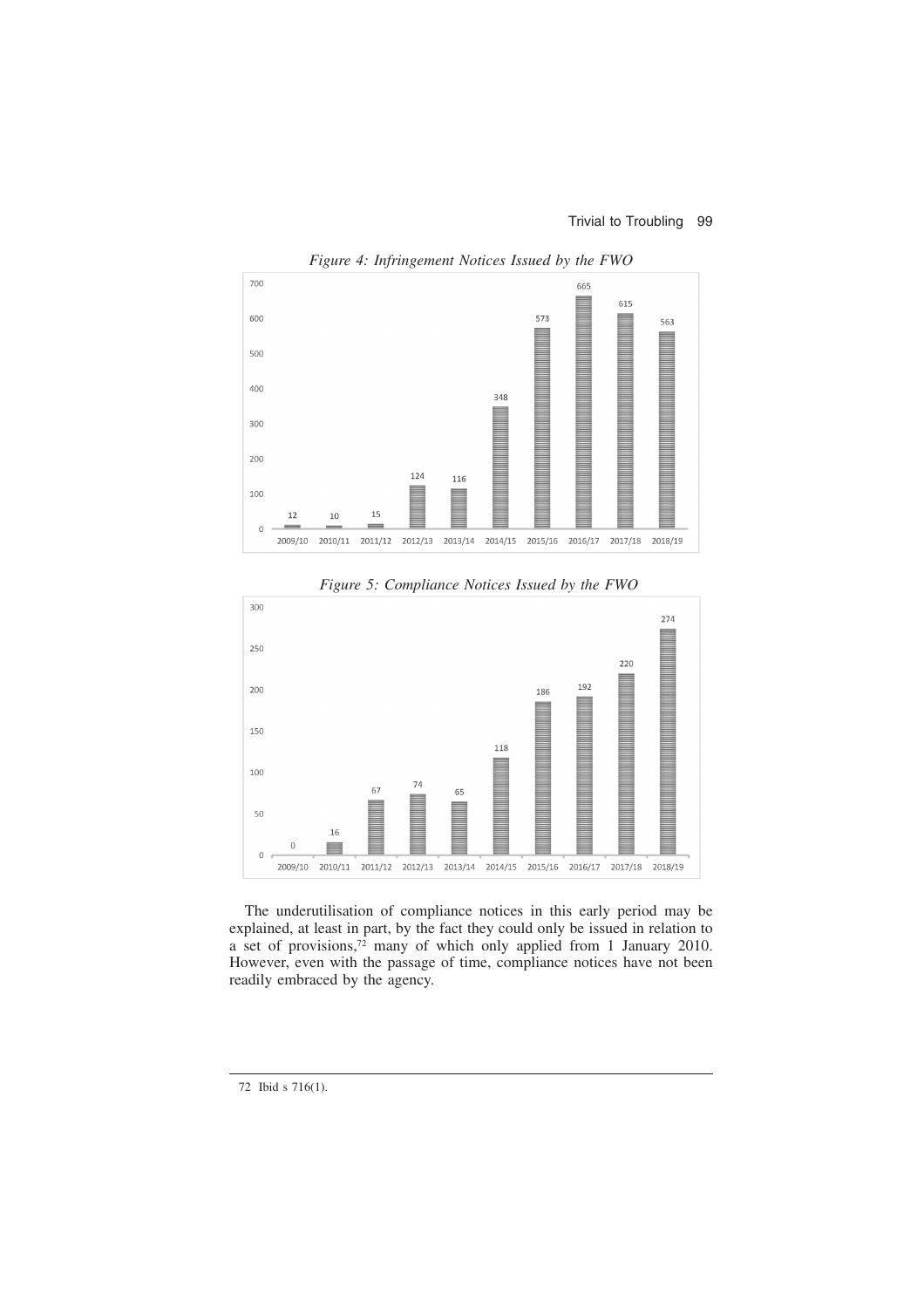*Figure 4: Infringement Notices Issued by the FWO*

| Year | Infringement Notices |
|---|---|
| 2009/10 | 12 |
| 2010/11 | 10 |
| 2011/12 | 15 |
| 2012/13 | 124 |
| 2013/14 | 116 |
| 2014/15 | 348 |
| 2015/16 | 573 |
| 2016/17 | 665 |
| 2017/18 | 615 |
| 2018/19 | 563 |

*Figure 5: Compliance Notices Issued by the FWO*

| Year | Compliance Notices |
|---|---|
| 2009/10 | 0 |
| 2010/11 | 16 |
| 2011/12 | 67 |
| 2012/13 | 74 |
| 2013/14 | 65 |
| 2014/15 | 118 |
| 2015/16 | 186 |
| 2016/17 | 192 |
| 2017/18 | 220 |
| 2018/19 | 274 |

The underutilisation of compliance notices in this early period may be explained, at least in part, by the fact they could only be issued in relation to a set of provisions,[72] many of which only applied from 1 January 2010. However, even with the passage of time, compliance notices have not been readily embraced by the agency.

---

72 Ibid s 716(1).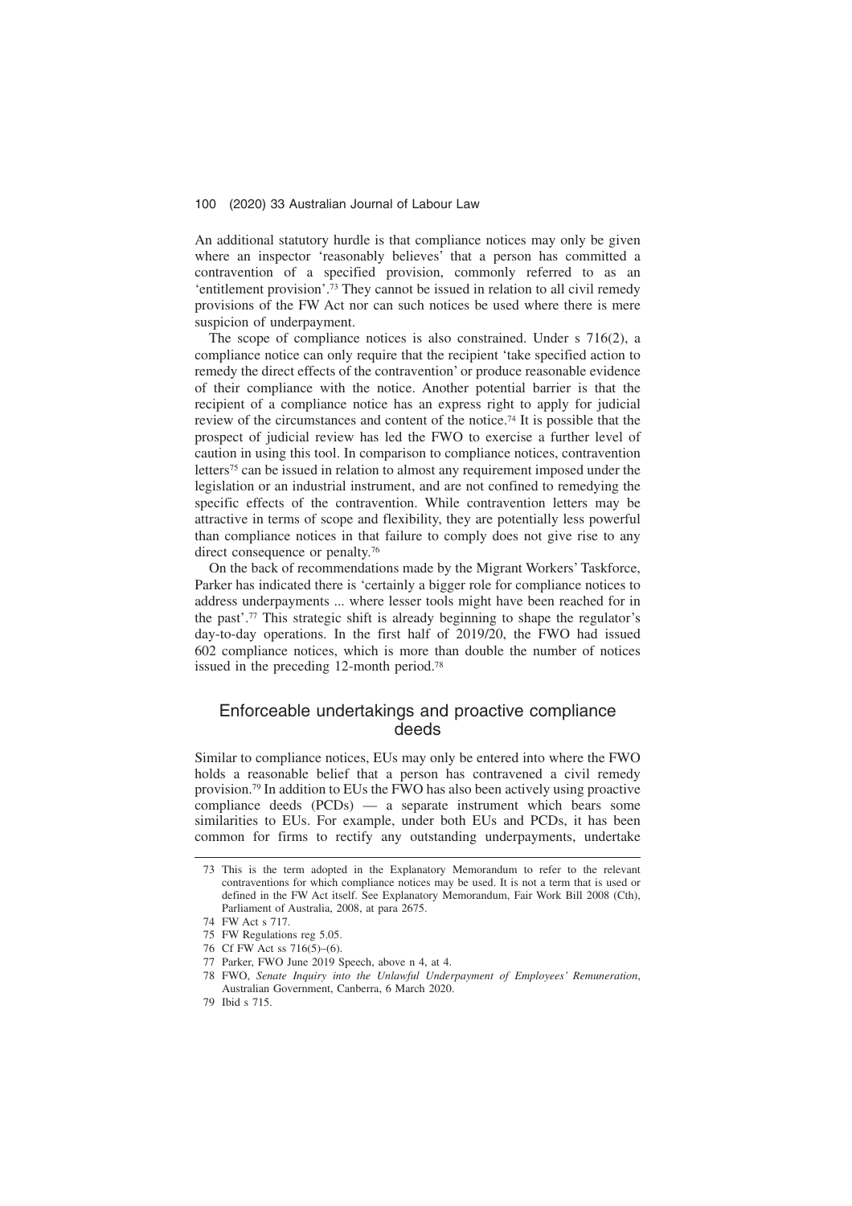An additional statutory hurdle is that compliance notices may only be given where an inspector 'reasonably believes' that a person has committed a contravention of a specified provision, commonly referred to as an 'entitlement provision'.[73] They cannot be issued in relation to all civil remedy provisions of the FW Act nor can such notices be used where there is mere suspicion of underpayment.

The scope of compliance notices is also constrained. Under s 716(2), a compliance notice can only require that the recipient 'take specified action to remedy the direct effects of the contravention' or produce reasonable evidence of their compliance with the notice. Another potential barrier is that the recipient of a compliance notice has an express right to apply for judicial review of the circumstances and content of the notice.[74] It is possible that the prospect of judicial review has led the FWO to exercise a further level of caution in using this tool. In comparison to compliance notices, contravention letters[75] can be issued in relation to almost any requirement imposed under the legislation or an industrial instrument, and are not confined to remedying the specific effects of the contravention. While contravention letters may be attractive in terms of scope and flexibility, they are potentially less powerful than compliance notices in that failure to comply does not give rise to any direct consequence or penalty.[76]

On the back of recommendations made by the Migrant Workers' Taskforce, Parker has indicated there is 'certainly a bigger role for compliance notices to address underpayments ... where lesser tools might have been reached for in the past'.[77] This strategic shift is already beginning to shape the regulator's day-to-day operations. In the first half of 2019/20, the FWO had issued 602 compliance notices, which is more than double the number of notices issued in the preceding 12-month period.[78]

## Enforceable undertakings and proactive compliance deeds

Similar to compliance notices, EUs may only be entered into where the FWO holds a reasonable belief that a person has contravened a civil remedy provision.[79] In addition to EUs the FWO has also been actively using proactive compliance deeds (PCDs) — a separate instrument which bears some similarities to EUs. For example, under both EUs and PCDs, it has been common for firms to rectify any outstanding underpayments, undertake

---

73 This is the term adopted in the Explanatory Memorandum to refer to the relevant contraventions for which compliance notices may be used. It is not a term that is used or defined in the FW Act itself. See Explanatory Memorandum, Fair Work Bill 2008 (Cth), Parliament of Australia, 2008, at para 2675.

74 FW Act s 717.

75 FW Regulations reg 5.05.

76 Cf FW Act ss 716(5)–(6).

77 Parker, FWO June 2019 Speech, above n 4, at 4.

78 FWO, *Senate Inquiry into the Unlawful Underpayment of Employees' Remuneration*, Australian Government, Canberra, 6 March 2020.

79 Ibid s 715.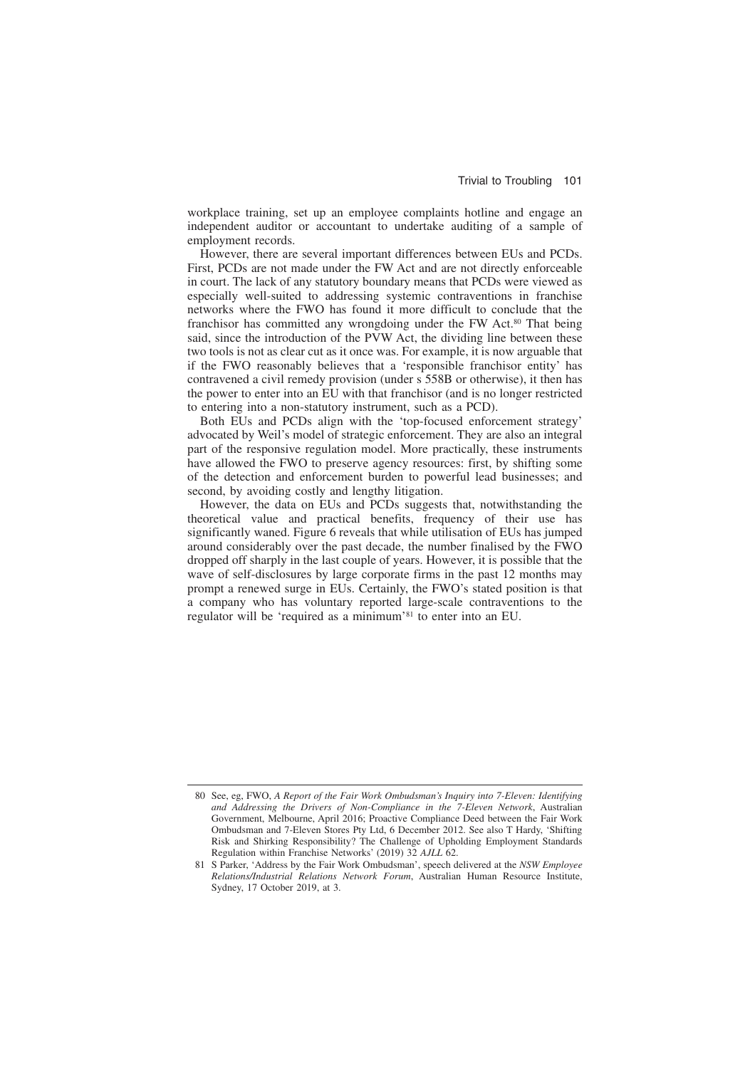workplace training, set up an employee complaints hotline and engage an independent auditor or accountant to undertake auditing of a sample of employment records.

However, there are several important differences between EUs and PCDs. First, PCDs are not made under the FW Act and are not directly enforceable in court. The lack of any statutory boundary means that PCDs were viewed as especially well-suited to addressing systemic contraventions in franchise networks where the FWO has found it more difficult to conclude that the franchisor has committed any wrongdoing under the FW Act.[80] That being said, since the introduction of the PVW Act, the dividing line between these two tools is not as clear cut as it once was. For example, it is now arguable that if the FWO reasonably believes that a 'responsible franchisor entity' has contravened a civil remedy provision (under s 558B or otherwise), it then has the power to enter into an EU with that franchisor (and is no longer restricted to entering into a non-statutory instrument, such as a PCD).

Both EUs and PCDs align with the 'top-focused enforcement strategy' advocated by Weil's model of strategic enforcement. They are also an integral part of the responsive regulation model. More practically, these instruments have allowed the FWO to preserve agency resources: first, by shifting some of the detection and enforcement burden to powerful lead businesses; and second, by avoiding costly and lengthy litigation.

However, the data on EUs and PCDs suggests that, notwithstanding the theoretical value and practical benefits, frequency of their use has significantly waned. Figure 6 reveals that while utilisation of EUs has jumped around considerably over the past decade, the number finalised by the FWO dropped off sharply in the last couple of years. However, it is possible that the wave of self-disclosures by large corporate firms in the past 12 months may prompt a renewed surge in EUs. Certainly, the FWO's stated position is that a company who has voluntary reported large-scale contraventions to the regulator will be 'required as a minimum'[81] to enter into an EU.

---

80 See, eg, FWO, *A Report of the Fair Work Ombudsman's Inquiry into 7-Eleven: Identifying and Addressing the Drivers of Non-Compliance in the 7-Eleven Network*, Australian Government, Melbourne, April 2016; Proactive Compliance Deed between the Fair Work Ombudsman and 7-Eleven Stores Pty Ltd, 6 December 2012. See also T Hardy, 'Shifting Risk and Shirking Responsibility? The Challenge of Upholding Employment Standards Regulation within Franchise Networks' (2019) 32 *AJLL* 62.

81 S Parker, 'Address by the Fair Work Ombudsman', speech delivered at the *NSW Employee Relations/Industrial Relations Network Forum*, Australian Human Resource Institute, Sydney, 17 October 2019, at 3.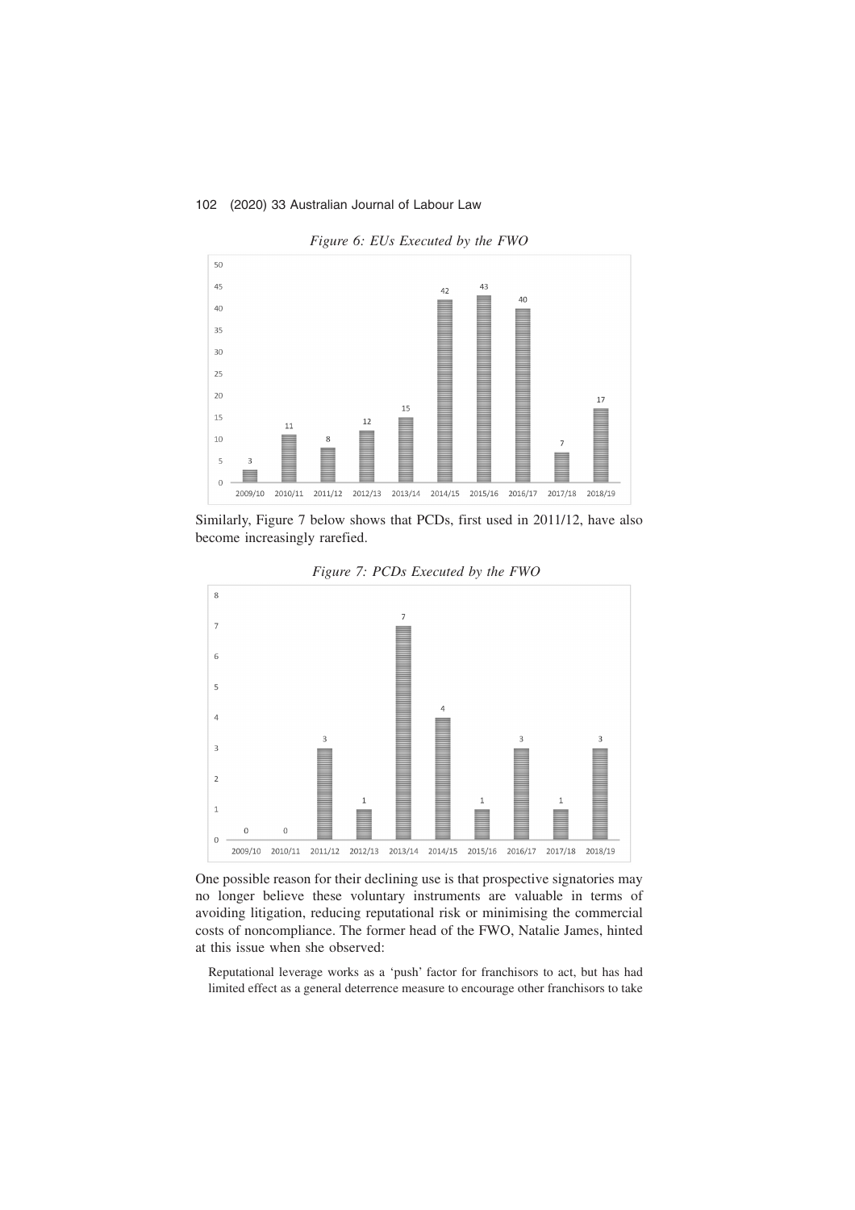*Figure 6: EUs Executed by the FWO*

| 2009/10 | 2010/11 | 2011/12 | 2012/13 | 2013/14 | 2014/15 | 2015/16 | 2016/17 | 2017/18 | 2018/19 |
|---|---|---|---|---|---|---|---|---|---|
| 3 | 11 | 8 | 12 | 15 | 42 | 43 | 40 | 7 | 17 |

Similarly, Figure 7 below shows that PCDs, first used in 2011/12, have also become increasingly rarefied.

*Figure 7: PCDs Executed by the FWO*

| 2009/10 | 2010/11 | 2011/12 | 2012/13 | 2013/14 | 2014/15 | 2015/16 | 2016/17 | 2017/18 | 2018/19 |
|---|---|---|---|---|---|---|---|---|---|
| 0 | 0 | 3 | 1 | 7 | 4 | 1 | 3 | 1 | 3 |

One possible reason for their declining use is that prospective signatories may no longer believe these voluntary instruments are valuable in terms of avoiding litigation, reducing reputational risk or minimising the commercial costs of noncompliance. The former head of the FWO, Natalie James, hinted at this issue when she observed:

> Reputational leverage works as a 'push' factor for franchisors to act, but has had limited effect as a general deterrence measure to encourage other franchisors to take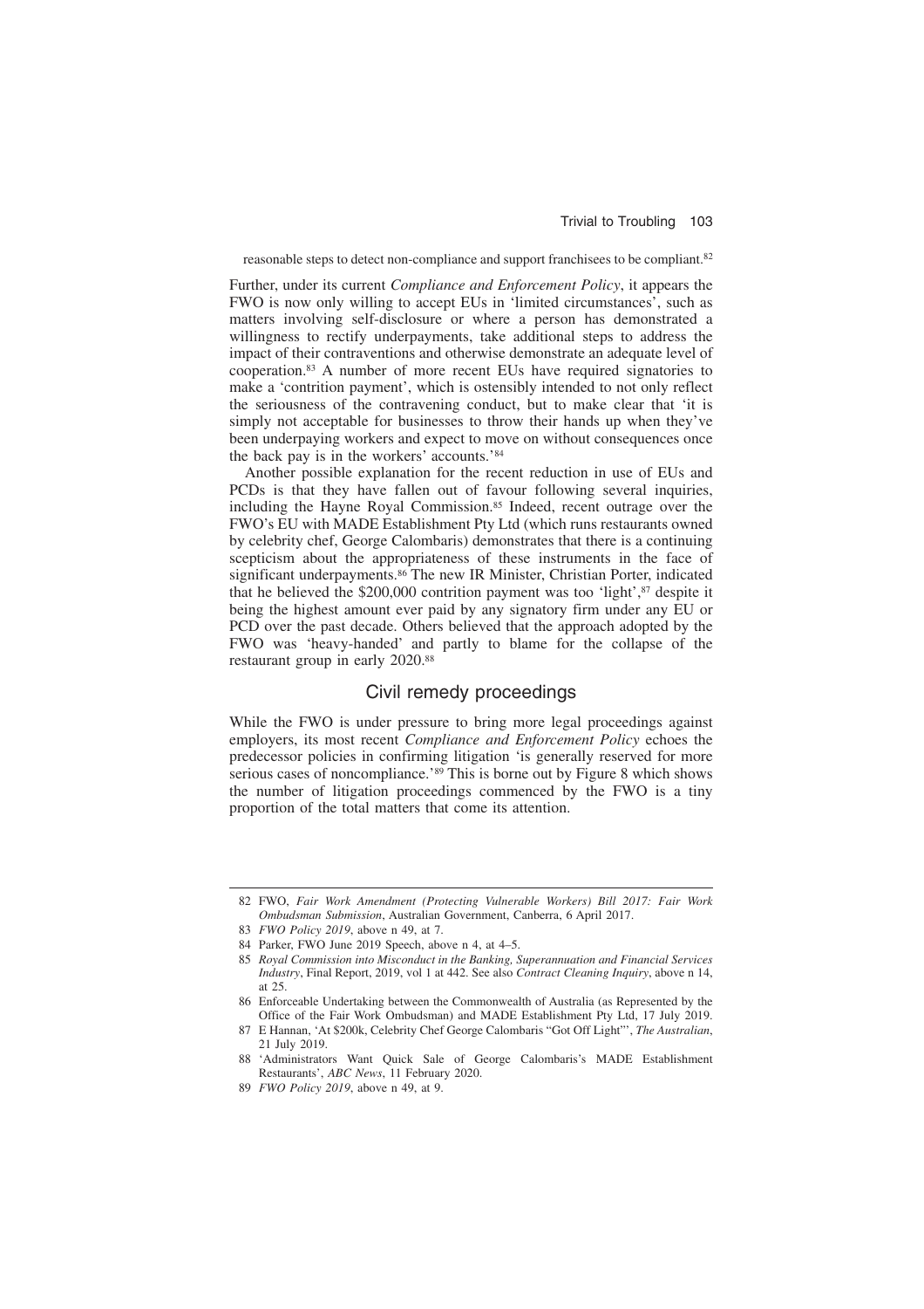reasonable steps to detect non-compliance and support franchisees to be compliant.[82]

Further, under its current *Compliance and Enforcement Policy*, it appears the FWO is now only willing to accept EUs in 'limited circumstances', such as matters involving self-disclosure or where a person has demonstrated a willingness to rectify underpayments, take additional steps to address the impact of their contraventions and otherwise demonstrate an adequate level of cooperation.[83] A number of more recent EUs have required signatories to make a 'contrition payment', which is ostensibly intended to not only reflect the seriousness of the contravening conduct, but to make clear that 'it is simply not acceptable for businesses to throw their hands up when they've been underpaying workers and expect to move on without consequences once the back pay is in the workers' accounts.'[84]

Another possible explanation for the recent reduction in use of EUs and PCDs is that they have fallen out of favour following several inquiries, including the Hayne Royal Commission.[85] Indeed, recent outrage over the FWO's EU with MADE Establishment Pty Ltd (which runs restaurants owned by celebrity chef, George Calombaris) demonstrates that there is a continuing scepticism about the appropriateness of these instruments in the face of significant underpayments.[86] The new IR Minister, Christian Porter, indicated that he believed the $200,000 contrition payment was too 'light',[87] despite it being the highest amount ever paid by any signatory firm under any EU or PCD over the past decade. Others believed that the approach adopted by the FWO was 'heavy-handed' and partly to blame for the collapse of the restaurant group in early 2020.[88]

## Civil remedy proceedings

While the FWO is under pressure to bring more legal proceedings against employers, its most recent *Compliance and Enforcement Policy* echoes the predecessor policies in confirming litigation 'is generally reserved for more serious cases of noncompliance.'[89] This is borne out by Figure 8 which shows the number of litigation proceedings commenced by the FWO is a tiny proportion of the total matters that come its attention.

---

82 FWO, *Fair Work Amendment (Protecting Vulnerable Workers) Bill 2017: Fair Work Ombudsman Submission*, Australian Government, Canberra, 6 April 2017.

83 *FWO Policy 2019*, above n 49, at 7.

84 Parker, FWO June 2019 Speech, above n 4, at 4–5.

85 *Royal Commission into Misconduct in the Banking, Superannuation and Financial Services Industry*, Final Report, 2019, vol 1 at 442. See also *Contract Cleaning Inquiry*, above n 14, at 25.

86 Enforceable Undertaking between the Commonwealth of Australia (as Represented by the Office of the Fair Work Ombudsman) and MADE Establishment Pty Ltd, 17 July 2019.

87 E Hannan, 'At $200k, Celebrity Chef George Calombaris "Got Off Light"', *The Australian*, 21 July 2019.

88 'Administrators Want Quick Sale of George Calombaris's MADE Establishment Restaurants', *ABC News*, 11 February 2020.

89 *FWO Policy 2019*, above n 49, at 9.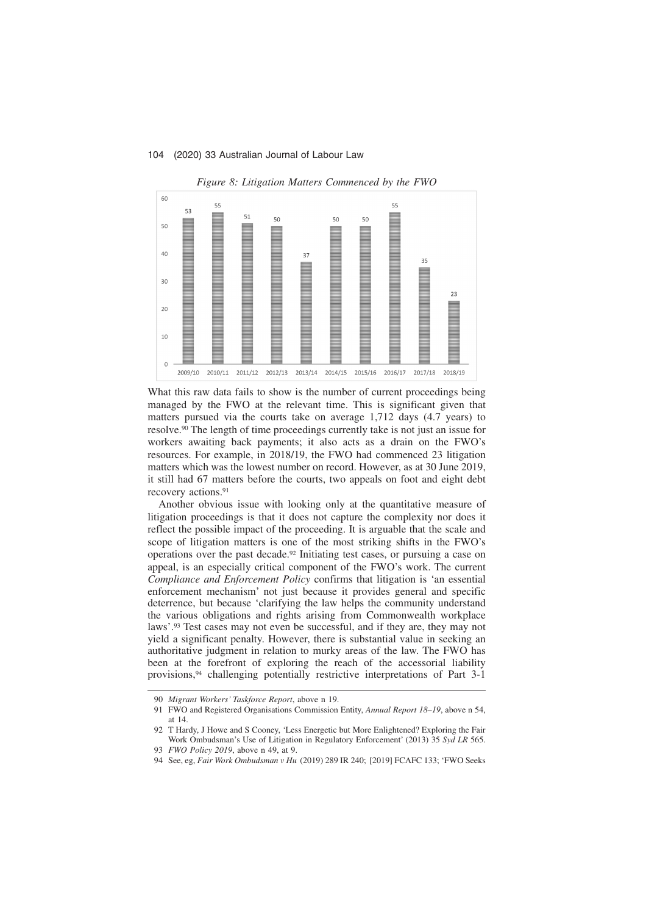*Figure 8: Litigation Matters Commenced by the FWO*

| 2009/10 | 2010/11 | 2011/12 | 2012/13 | 2013/14 | 2014/15 | 2015/16 | 2016/17 | 2017/18 | 2018/19 |
|---|---|---|---|---|---|---|---|---|---|
| 53 | 55 | 51 | 50 | 37 | 50 | 50 | 55 | 35 | 23 |

What this raw data fails to show is the number of current proceedings being managed by the FWO at the relevant time. This is significant given that matters pursued via the courts take on average 1,712 days (4.7 years) to resolve.[90] The length of time proceedings currently take is not just an issue for workers awaiting back payments; it also acts as a drain on the FWO's resources. For example, in 2018/19, the FWO had commenced 23 litigation matters which was the lowest number on record. However, as at 30 June 2019, it still had 67 matters before the courts, two appeals on foot and eight debt recovery actions.[91]

Another obvious issue with looking only at the quantitative measure of litigation proceedings is that it does not capture the complexity nor does it reflect the possible impact of the proceeding. It is arguable that the scale and scope of litigation matters is one of the most striking shifts in the FWO's operations over the past decade.[92] Initiating test cases, or pursuing a case on appeal, is an especially critical component of the FWO's work. The current *Compliance and Enforcement Policy* confirms that litigation is 'an essential enforcement mechanism' not just because it provides general and specific deterrence, but because 'clarifying the law helps the community understand the various obligations and rights arising from Commonwealth workplace laws'.[93] Test cases may not even be successful, and if they are, they may not yield a significant penalty. However, there is substantial value in seeking an authoritative judgment in relation to murky areas of the law. The FWO has been at the forefront of exploring the reach of the accessorial liability provisions,[94] challenging potentially restrictive interpretations of Part 3-1

---

90 *Migrant Workers' Taskforce Report*, above n 19.

91 FWO and Registered Organisations Commission Entity, *Annual Report 18–19*, above n 54, at 14.

92 T Hardy, J Howe and S Cooney, 'Less Energetic but More Enlightened? Exploring the Fair Work Ombudsman's Use of Litigation in Regulatory Enforcement' (2013) 35 *Syd LR* 565.

93 *FWO Policy 2019*, above n 49, at 9.

94 See, eg, *Fair Work Ombudsman v Hu* (2019) 289 IR 240; [2019] FCAFC 133; 'FWO Seeks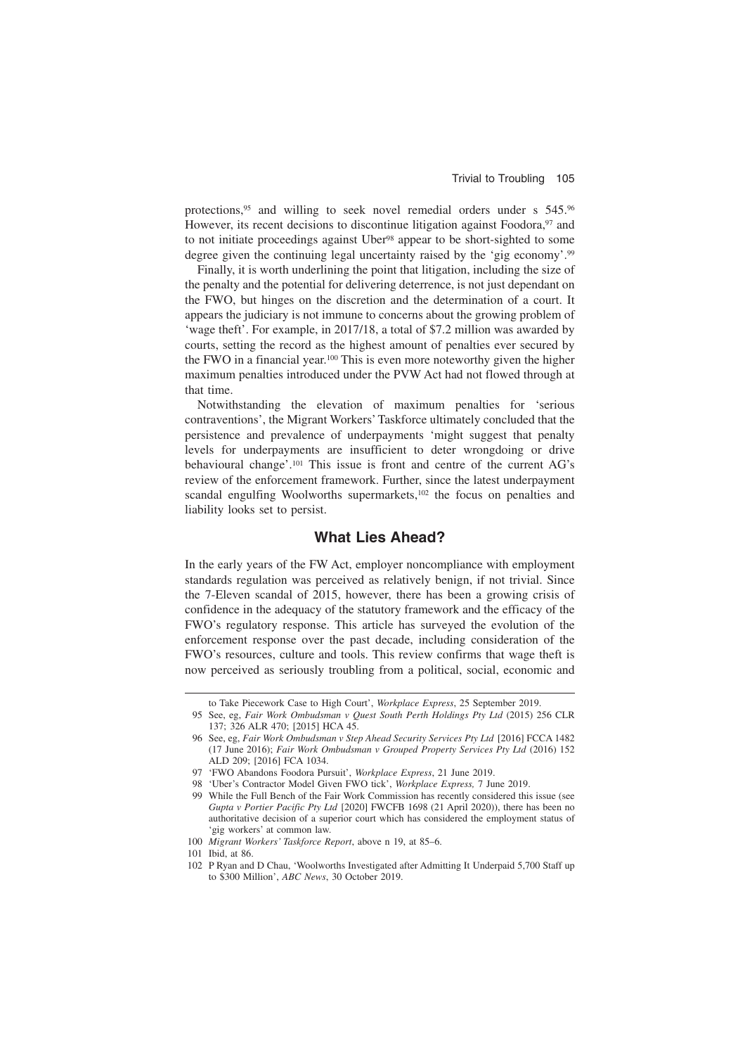protections,[95] and willing to seek novel remedial orders under s 545.[96] However, its recent decisions to discontinue litigation against Foodora,[97] and to not initiate proceedings against Uber[98] appear to be short-sighted to some degree given the continuing legal uncertainty raised by the 'gig economy'.[99]

Finally, it is worth underlining the point that litigation, including the size of the penalty and the potential for delivering deterrence, is not just dependant on the FWO, but hinges on the discretion and the determination of a court. It appears the judiciary is not immune to concerns about the growing problem of 'wage theft'. For example, in 2017/18, a total of $7.2 million was awarded by courts, setting the record as the highest amount of penalties ever secured by the FWO in a financial year.[100] This is even more noteworthy given the higher maximum penalties introduced under the PVW Act had not flowed through at that time.

Notwithstanding the elevation of maximum penalties for 'serious contraventions', the Migrant Workers' Taskforce ultimately concluded that the persistence and prevalence of underpayments 'might suggest that penalty levels for underpayments are insufficient to deter wrongdoing or drive behavioural change'.[101] This issue is front and centre of the current AG's review of the enforcement framework. Further, since the latest underpayment scandal engulfing Woolworths supermarkets,[102] the focus on penalties and liability looks set to persist.

## What Lies Ahead?

In the early years of the FW Act, employer noncompliance with employment standards regulation was perceived as relatively benign, if not trivial. Since the 7-Eleven scandal of 2015, however, there has been a growing crisis of confidence in the adequacy of the statutory framework and the efficacy of the FWO's regulatory response. This article has surveyed the evolution of the enforcement response over the past decade, including consideration of the FWO's resources, culture and tools. This review confirms that wage theft is now perceived as seriously troubling from a political, social, economic and

---

to Take Piecework Case to High Court', *Workplace Express*, 25 September 2019.

95 See, eg, *Fair Work Ombudsman v Quest South Perth Holdings Pty Ltd* (2015) 256 CLR 137; 326 ALR 470; [2015] HCA 45.

96 See, eg, *Fair Work Ombudsman v Step Ahead Security Services Pty Ltd* [2016] FCCA 1482 (17 June 2016); *Fair Work Ombudsman v Grouped Property Services Pty Ltd* (2016) 152 ALD 209; [2016] FCA 1034.

97 'FWO Abandons Foodora Pursuit', *Workplace Express*, 21 June 2019.

98 'Uber's Contractor Model Given FWO tick', *Workplace Express,* 7 June 2019.

99 While the Full Bench of the Fair Work Commission has recently considered this issue (see *Gupta v Portier Pacific Pty Ltd* [2020] FWCFB 1698 (21 April 2020)), there has been no authoritative decision of a superior court which has considered the employment status of 'gig workers' at common law.

100 *Migrant Workers' Taskforce Report*, above n 19, at 85–6.

101 Ibid, at 86.

102 P Ryan and D Chau, 'Woolworths Investigated after Admitting It Underpaid 5,700 Staff up to $300 Million', *ABC News*, 30 October 2019.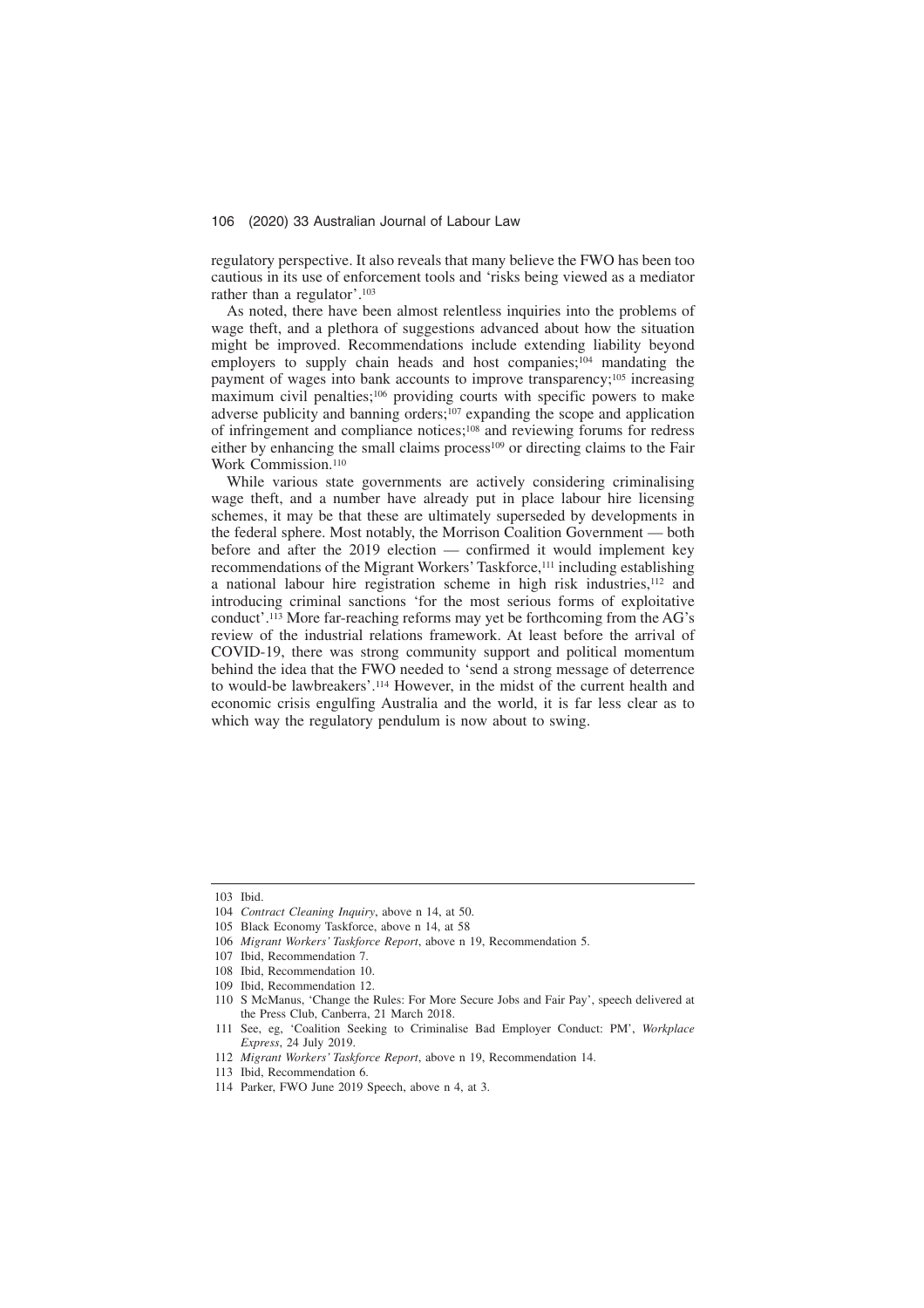regulatory perspective. It also reveals that many believe the FWO has been too cautious in its use of enforcement tools and 'risks being viewed as a mediator rather than a regulator'.[103]

As noted, there have been almost relentless inquiries into the problems of wage theft, and a plethora of suggestions advanced about how the situation might be improved. Recommendations include extending liability beyond employers to supply chain heads and host companies;[104] mandating the payment of wages into bank accounts to improve transparency;[105] increasing maximum civil penalties;[106] providing courts with specific powers to make adverse publicity and banning orders;[107] expanding the scope and application of infringement and compliance notices;[108] and reviewing forums for redress either by enhancing the small claims process[109] or directing claims to the Fair Work Commission.[110]

While various state governments are actively considering criminalising wage theft, and a number have already put in place labour hire licensing schemes, it may be that these are ultimately superseded by developments in the federal sphere. Most notably, the Morrison Coalition Government — both before and after the 2019 election — confirmed it would implement key recommendations of the Migrant Workers' Taskforce,[111] including establishing a national labour hire registration scheme in high risk industries,[112] and introducing criminal sanctions 'for the most serious forms of exploitative conduct'.[113] More far-reaching reforms may yet be forthcoming from the AG's review of the industrial relations framework. At least before the arrival of COVID-19, there was strong community support and political momentum behind the idea that the FWO needed to 'send a strong message of deterrence to would-be lawbreakers'.[114] However, in the midst of the current health and economic crisis engulfing Australia and the world, it is far less clear as to which way the regulatory pendulum is now about to swing.

---

103 Ibid.

104 *Contract Cleaning Inquiry*, above n 14, at 50.

105 Black Economy Taskforce, above n 14, at 58

106 *Migrant Workers' Taskforce Report*, above n 19, Recommendation 5.

107 Ibid, Recommendation 7.

108 Ibid, Recommendation 10.

109 Ibid, Recommendation 12.

110 S McManus, 'Change the Rules: For More Secure Jobs and Fair Pay', speech delivered at the Press Club, Canberra, 21 March 2018.

111 See, eg, 'Coalition Seeking to Criminalise Bad Employer Conduct: PM', *Workplace Express*, 24 July 2019.

112 *Migrant Workers' Taskforce Report*, above n 19, Recommendation 14.

113 Ibid, Recommendation 6.

114 Parker, FWO June 2019 Speech, above n 4, at 3.